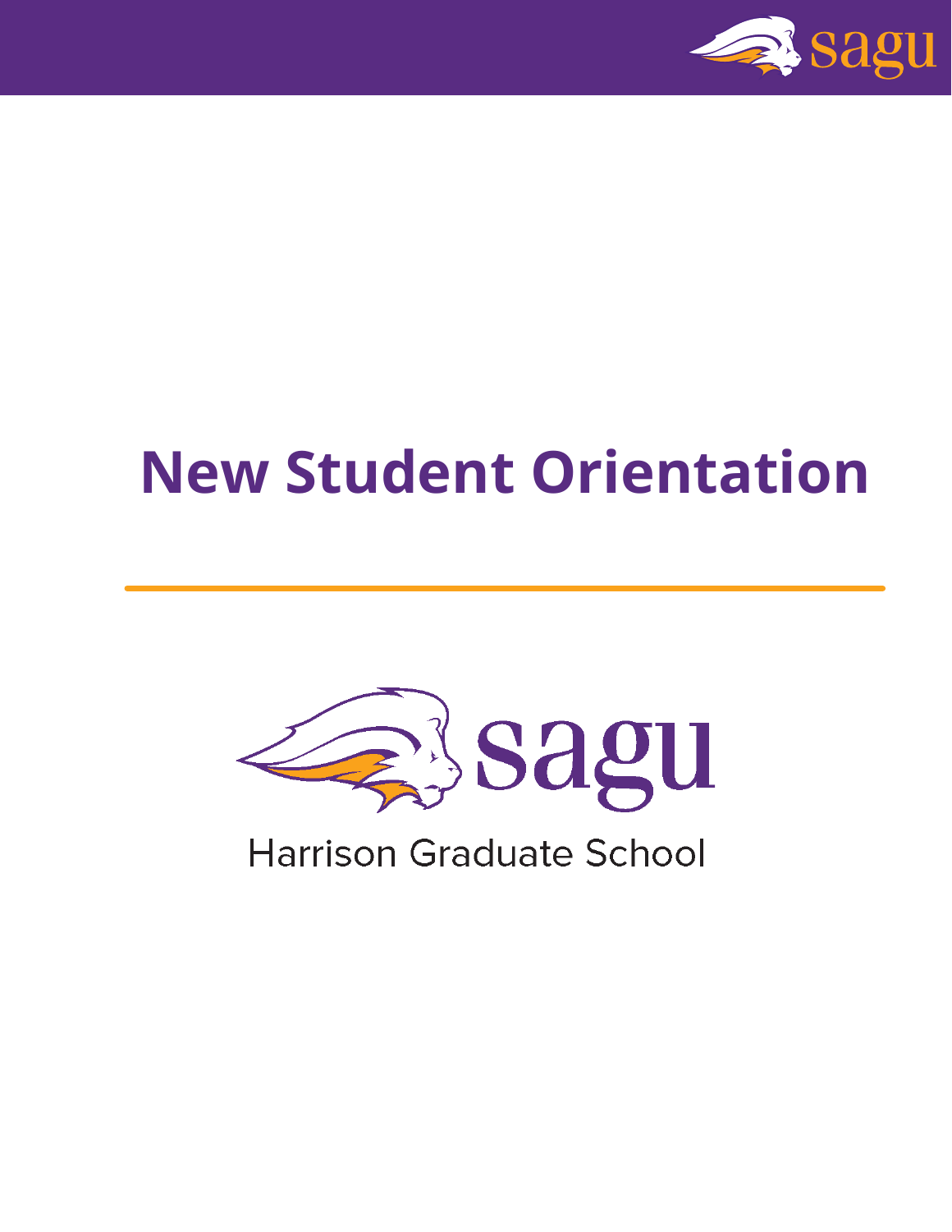# New Student Orientation

sagu

Harrison Graduate School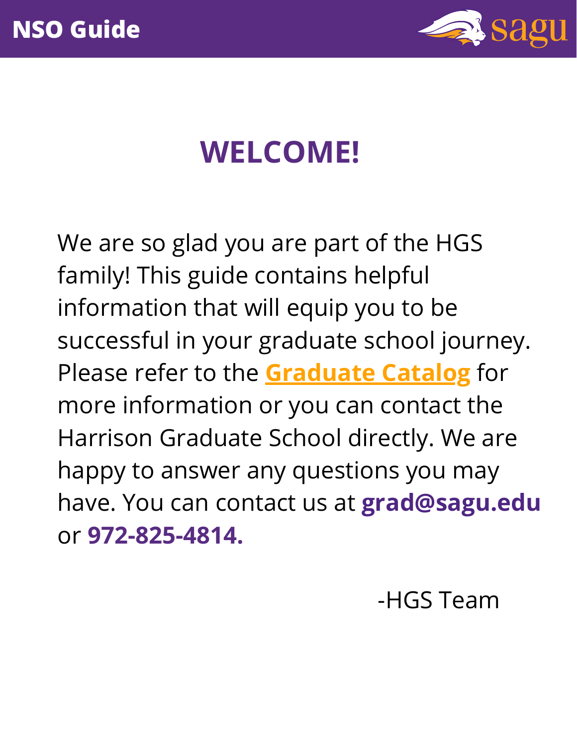# WELCOME!

We are so glad you are part of the HGS family! This guide contains helpful information that will equip you to be successful in your graduate school journey. Please refer to the **Graduate Catalog** for more information or you can contact the Harrison Graduate School directly. We are happy to answer any questions you may have. You can contact us at **grad@sagu.edu** or **972-825-4814.**

-HGS Team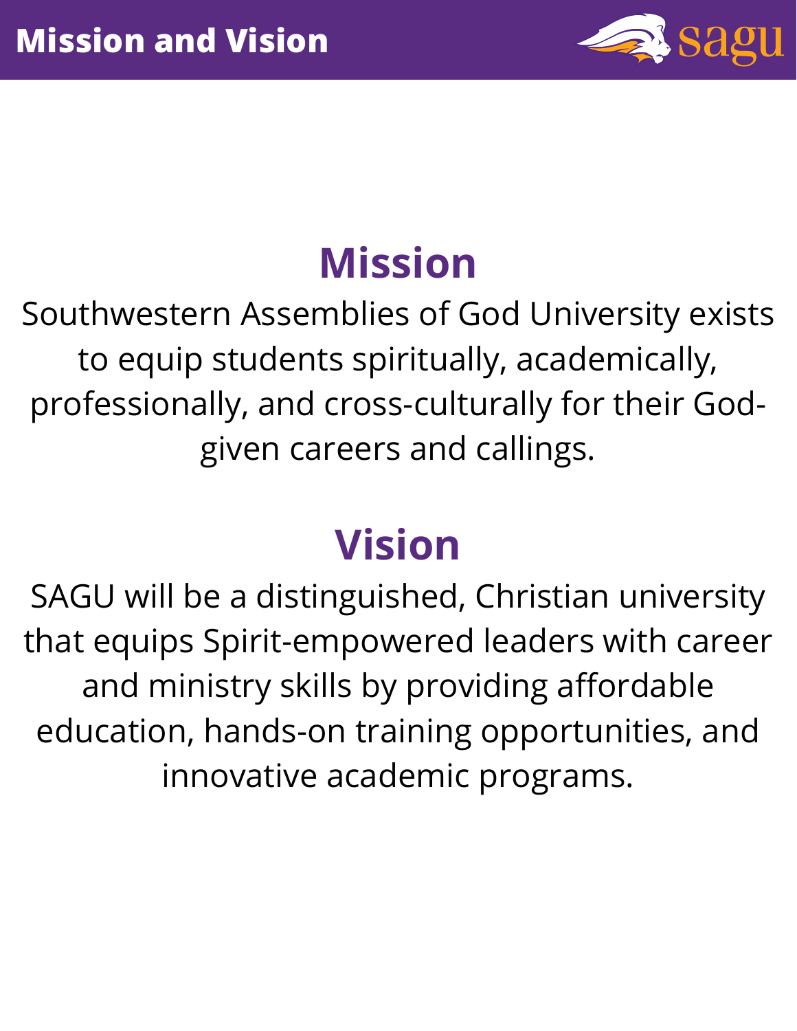# Mission and Vision

## Mission

Southwestern Assemblies of God University exists to equip students spiritually, academically, professionally, and cross-culturally for their God-given careers and callings.

## Vision

SAGU will be a distinguished, Christian university that equips Spirit-empowered leaders with career and ministry skills by providing affordable education, hands-on training opportunities, and innovative academic programs.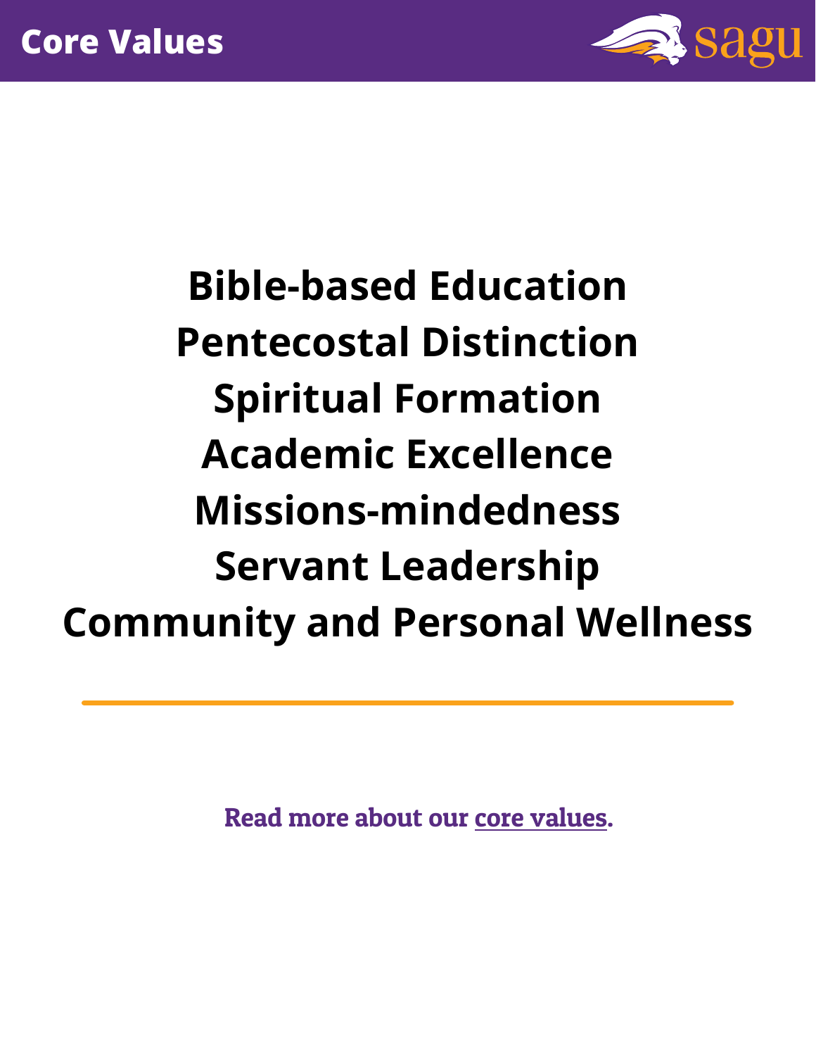# Core Values

**Bible-based Education**
**Pentecostal Distinction**
**Spiritual Formation**
**Academic Excellence**
**Missions-mindedness**
**Servant Leadership**
**Community and Personal Wellness**

---

Read more about our core values.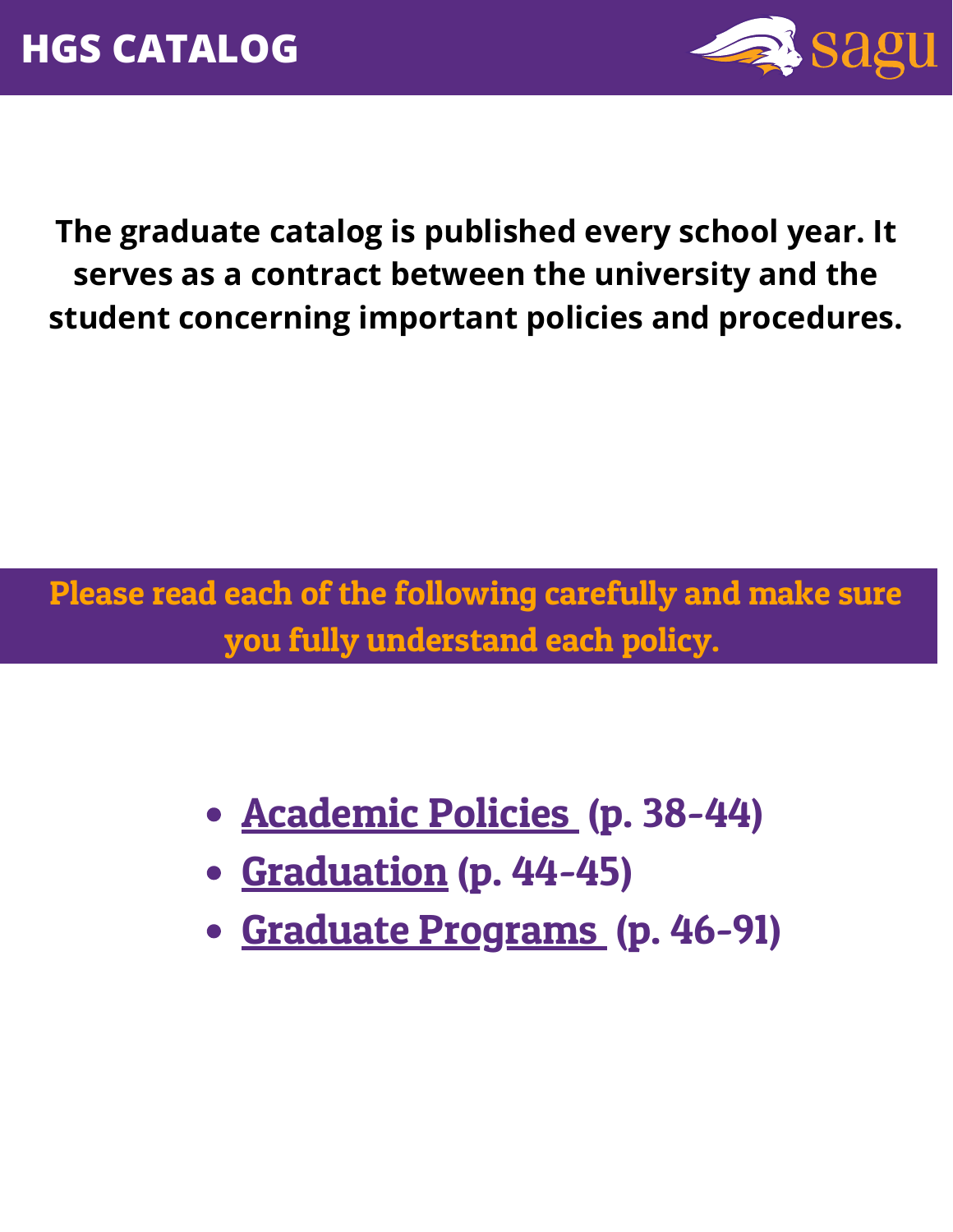# HGS CATALOG

**The graduate catalog is published every school year. It serves as a contract between the university and the student concerning important policies and procedures.**

**Please read each of the following carefully and make sure you fully understand each policy.**

- **Academic Policies (p. 38-44)**
- **Graduation (p. 44-45)**
- **Graduate Programs (p. 46-91)**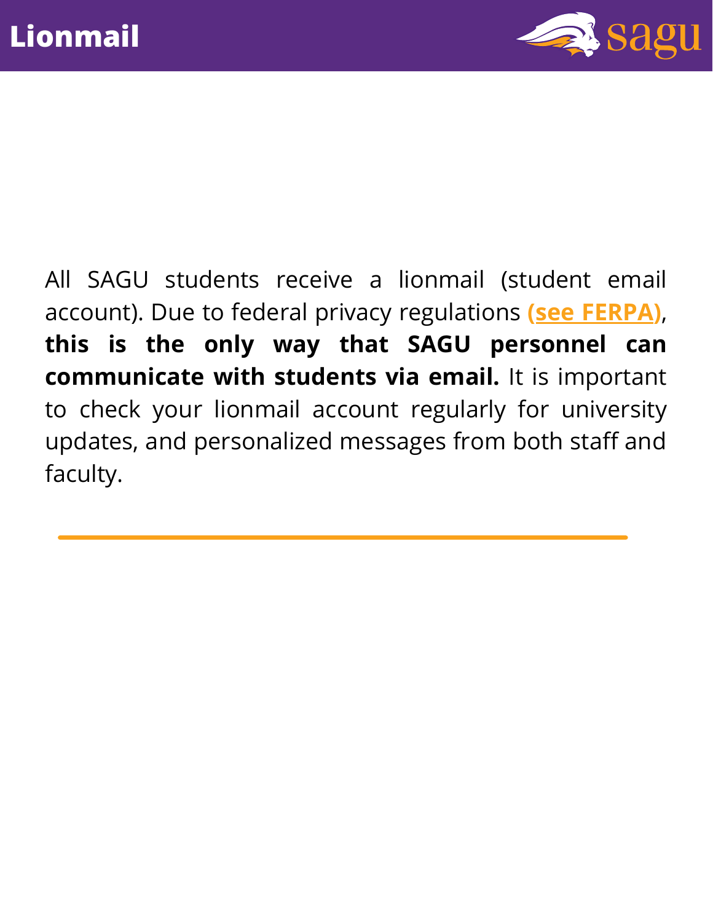# Lionmail

All SAGU students receive a lionmail (student email account). Due to federal privacy regulations **(see FERPA)**, **this is the only way that SAGU personnel can communicate with students via email.** It is important to check your lionmail account regularly for university updates, and personalized messages from both staff and faculty.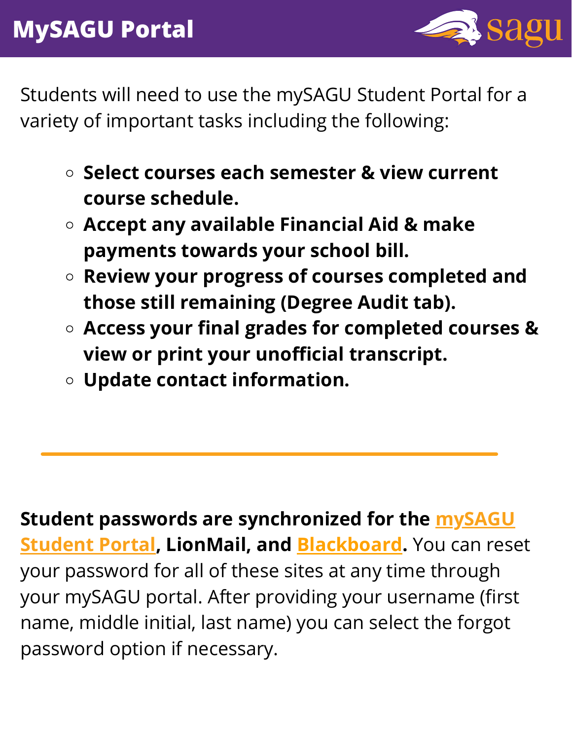# MySAGU Portal

Students will need to use the mySAGU Student Portal for a variety of important tasks including the following:

- **Select courses each semester & view current course schedule.**
- **Accept any available Financial Aid & make payments towards your school bill.**
- **Review your progress of courses completed and those still remaining (Degree Audit tab).**
- **Access your final grades for completed courses & view or print your unofficial transcript.**
- **Update contact information.**

---

**Student passwords are synchronized for the mySAGU Student Portal, LionMail, and Blackboard.** You can reset your password for all of these sites at any time through your mySAGU portal. After providing your username (first name, middle initial, last name) you can select the forgot password option if necessary.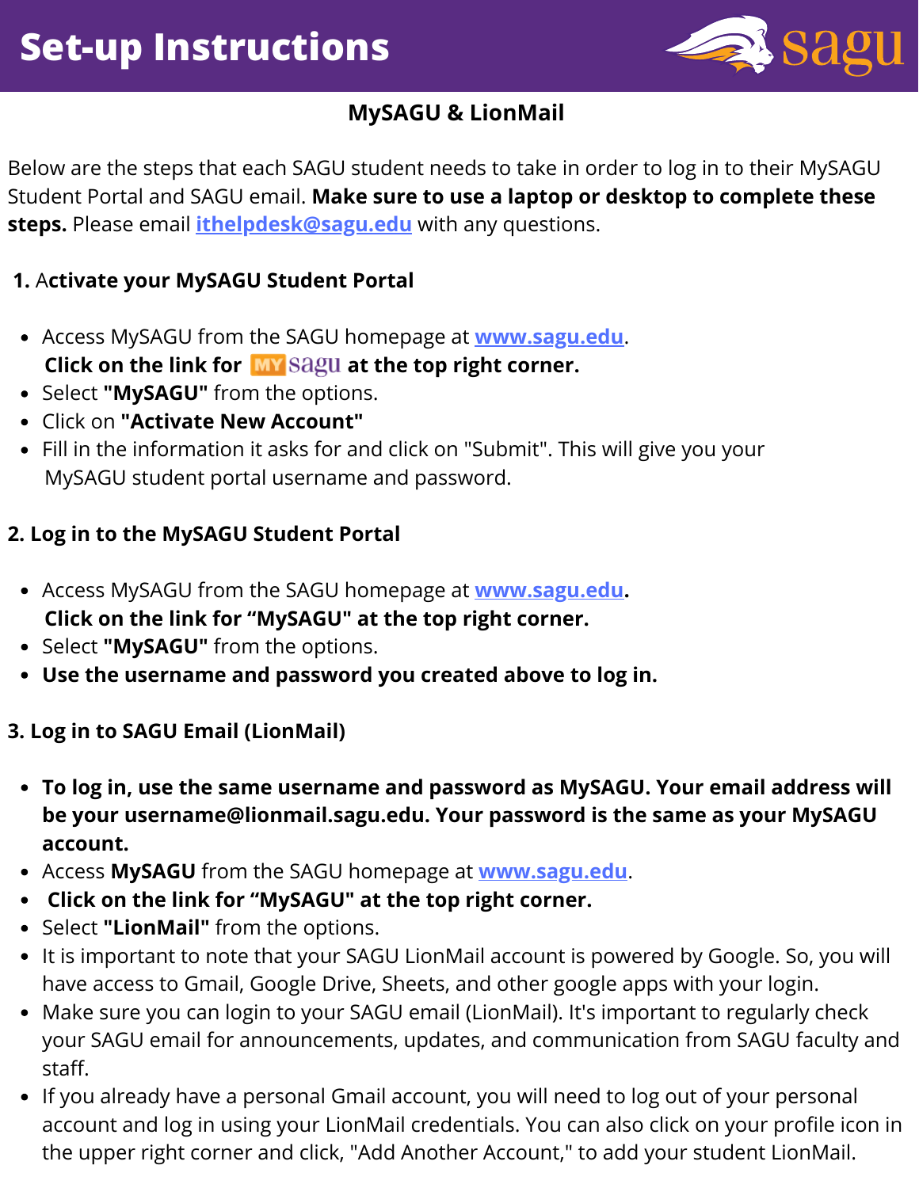# Set-up Instructions

## MySAGU & LionMail

Below are the steps that each SAGU student needs to take in order to log in to their MySAGU Student Portal and SAGU email. **Make sure to use a laptop or desktop to complete these steps.** Please email ithelpdesk@sagu.edu with any questions.

### 1. Activate your MySAGU Student Portal

- Access MySAGU from the SAGU homepage at www.sagu.edu. **Click on the link for MY sagu at the top right corner.**
- Select **"MySAGU"** from the options.
- Click on **"Activate New Account"**
- Fill in the information it asks for and click on "Submit". This will give you your MySAGU student portal username and password.

### 2. Log in to the MySAGU Student Portal

- Access MySAGU from the SAGU homepage at www.sagu.edu. **Click on the link for "MySAGU" at the top right corner.**
- Select **"MySAGU"** from the options.
- **Use the username and password you created above to log in.**

### 3. Log in to SAGU Email (LionMail)

- **To log in, use the same username and password as MySAGU. Your email address will be your username@lionmail.sagu.edu. Your password is the same as your MySAGU account.**
- Access **MySAGU** from the SAGU homepage at www.sagu.edu.
- **Click on the link for "MySAGU" at the top right corner.**
- Select **"LionMail"** from the options.
- It is important to note that your SAGU LionMail account is powered by Google. So, you will have access to Gmail, Google Drive, Sheets, and other google apps with your login.
- Make sure you can login to your SAGU email (LionMail). It's important to regularly check your SAGU email for announcements, updates, and communication from SAGU faculty and staff.
- If you already have a personal Gmail account, you will need to log out of your personal account and log in using your LionMail credentials. You can also click on your profile icon in the upper right corner and click, "Add Another Account," to add your student LionMail.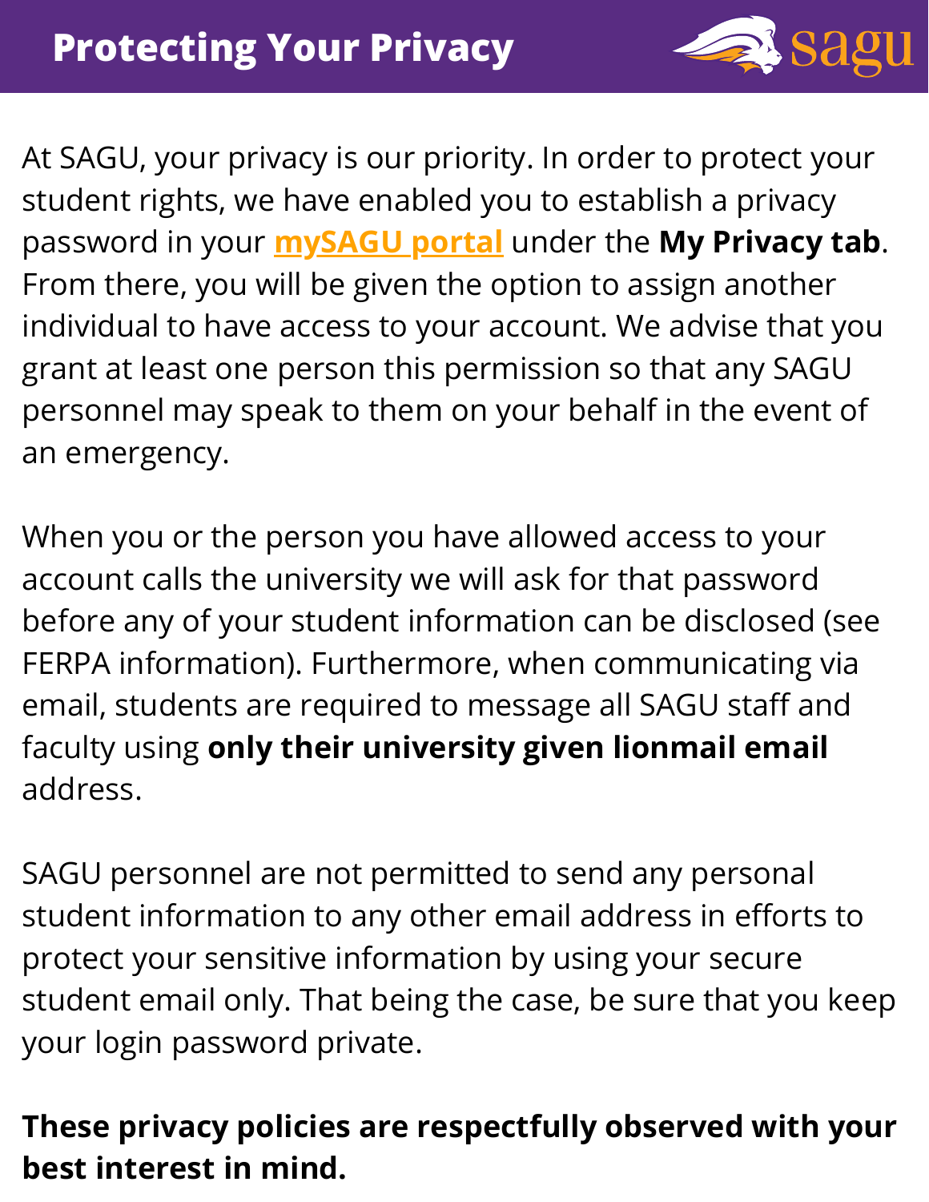# Protecting Your Privacy

At SAGU, your privacy is our priority. In order to protect your student rights, we have enabled you to establish a privacy password in your mySAGU portal under the **My Privacy tab**. From there, you will be given the option to assign another individual to have access to your account. We advise that you grant at least one person this permission so that any SAGU personnel may speak to them on your behalf in the event of an emergency.

When you or the person you have allowed access to your account calls the university we will ask for that password before any of your student information can be disclosed (see FERPA information). Furthermore, when communicating via email, students are required to message all SAGU staff and faculty using **only their university given lionmail email** address.

SAGU personnel are not permitted to send any personal student information to any other email address in efforts to protect your sensitive information by using your secure student email only. That being the case, be sure that you keep your login password private.

**These privacy policies are respectfully observed with your best interest in mind.**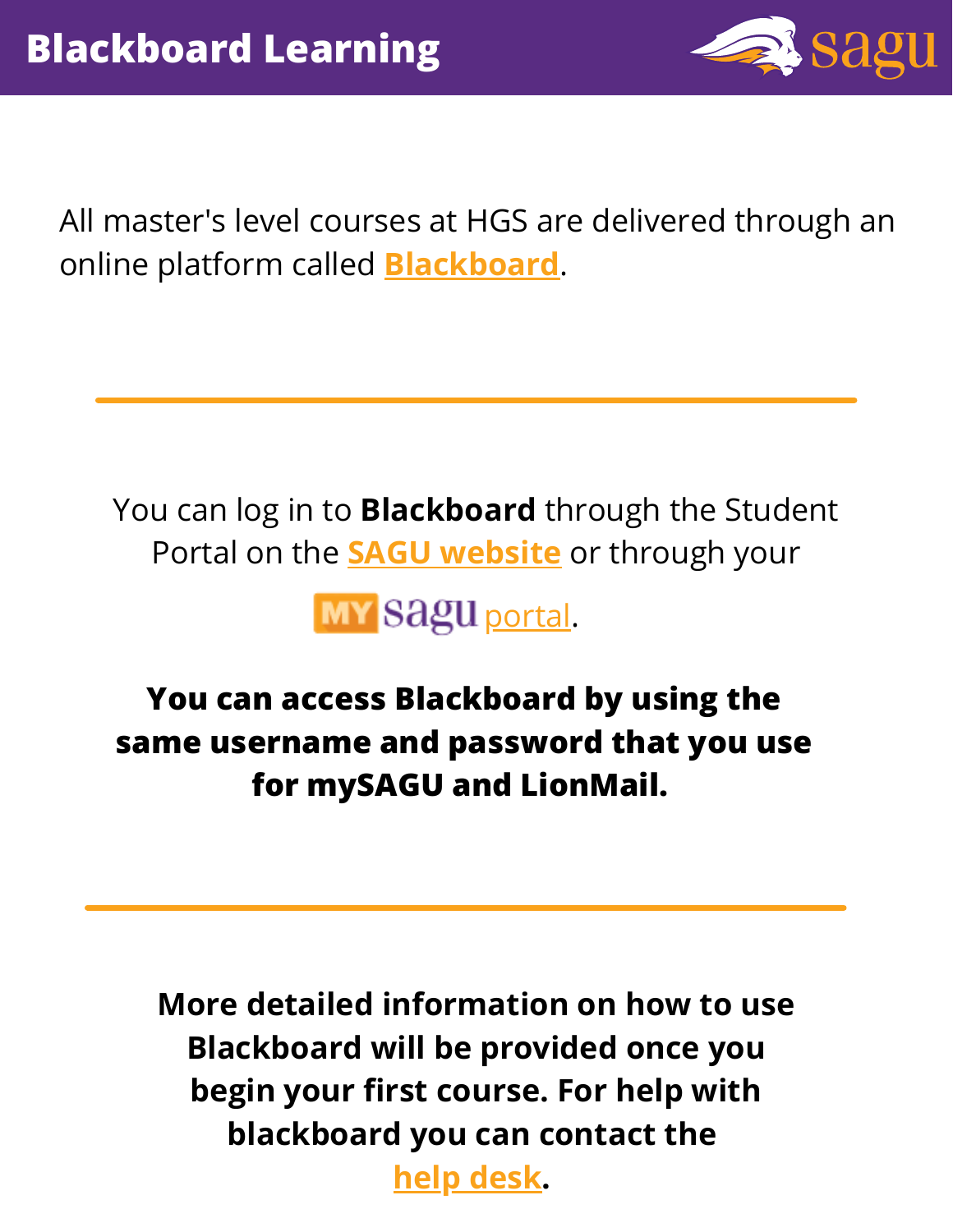# Blackboard Learning

All master's level courses at HGS are delivered through an online platform called **Blackboard**.

---

You can log in to **Blackboard** through the Student Portal on the **SAGU website** or through your MY sagu portal.

**You can access Blackboard by using the same username and password that you use for mySAGU and LionMail.**

---

**More detailed information on how to use Blackboard will be provided once you begin your first course. For help with blackboard you can contact the help desk.**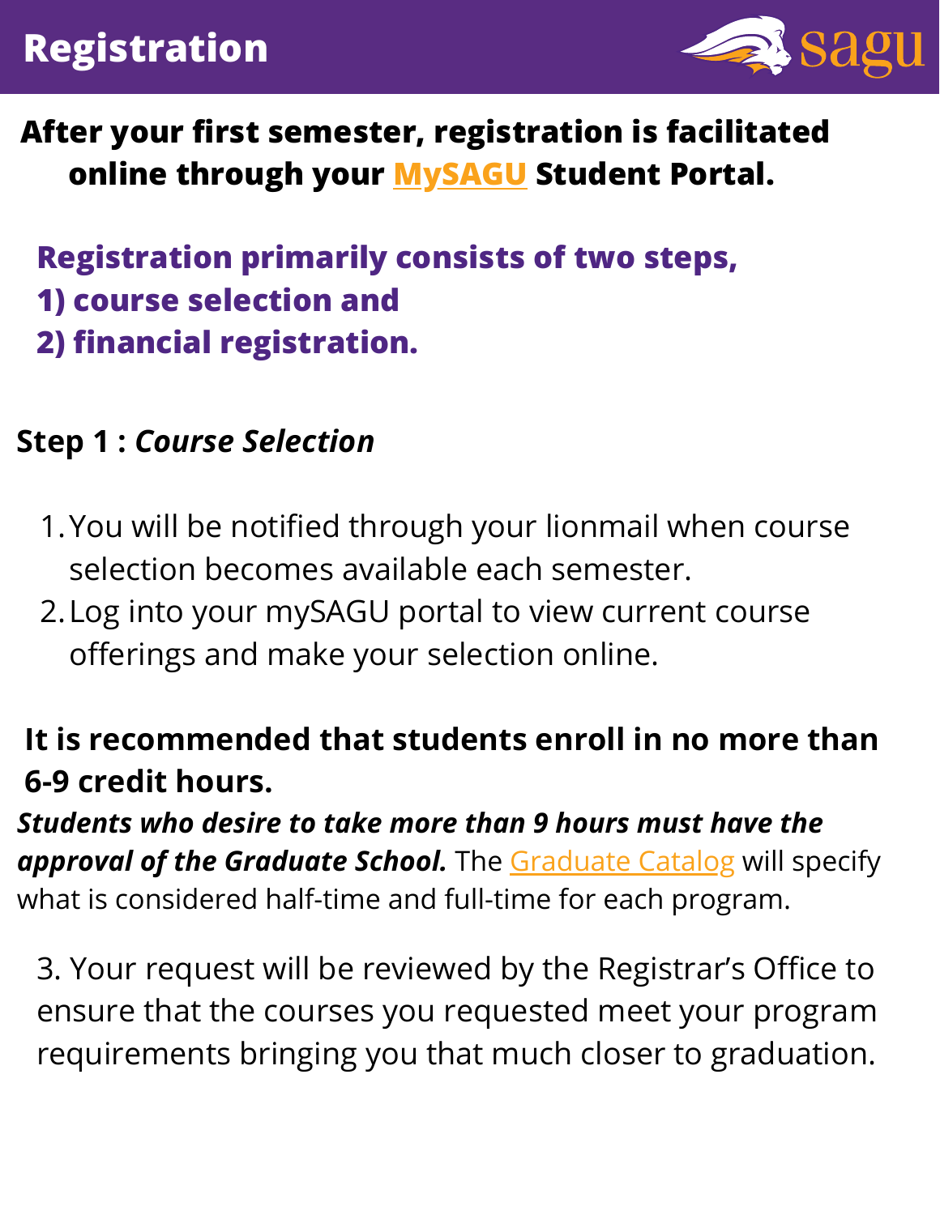# Registration

**After your first semester, registration is facilitated online through your MySAGU Student Portal.**

**Registration primarily consists of two steps,**
**1) course selection and**
**2) financial registration.**

## Step 1 : *Course Selection*

1. You will be notified through your lionmail when course selection becomes available each semester.
2. Log into your mySAGU portal to view current course offerings and make your selection online.

**It is recommended that students enroll in no more than 6-9 credit hours.**

***Students who desire to take more than 9 hours must have the approval of the Graduate School.*** The Graduate Catalog will specify what is considered half-time and full-time for each program.

3. Your request will be reviewed by the Registrar's Office to ensure that the courses you requested meet your program requirements bringing you that much closer to graduation.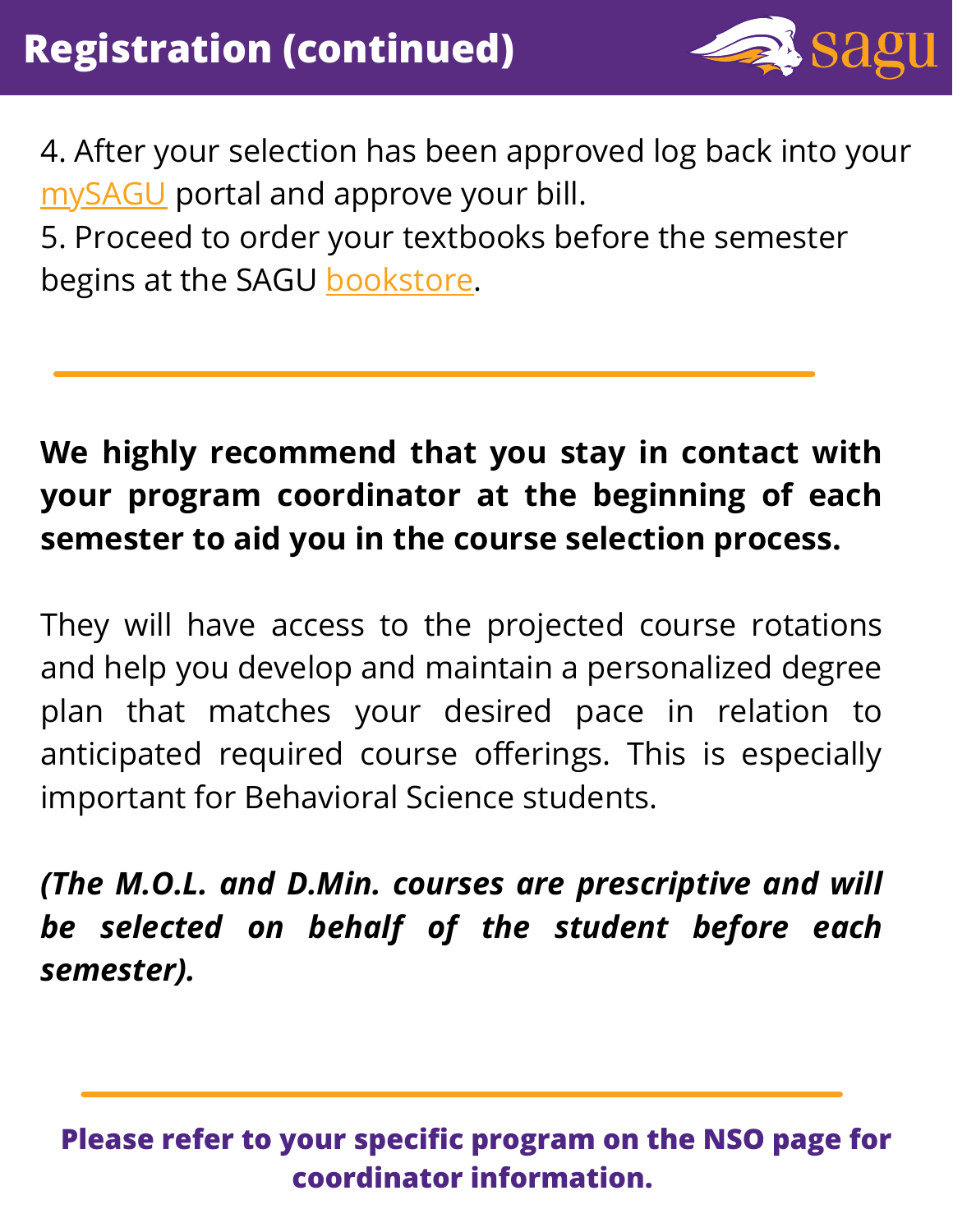# Registration (continued)

4. After your selection has been approved log back into your mySAGU portal and approve your bill.
5. Proceed to order your textbooks before the semester begins at the SAGU bookstore.

---

**We highly recommend that you stay in contact with your program coordinator at the beginning of each semester to aid you in the course selection process.**

They will have access to the projected course rotations and help you develop and maintain a personalized degree plan that matches your desired pace in relation to anticipated required course offerings. This is especially important for Behavioral Science students.

***(The M.O.L. and D.Min. courses are prescriptive and will be selected on behalf of the student before each semester).***

---

**Please refer to your specific program on the NSO page for coordinator information.**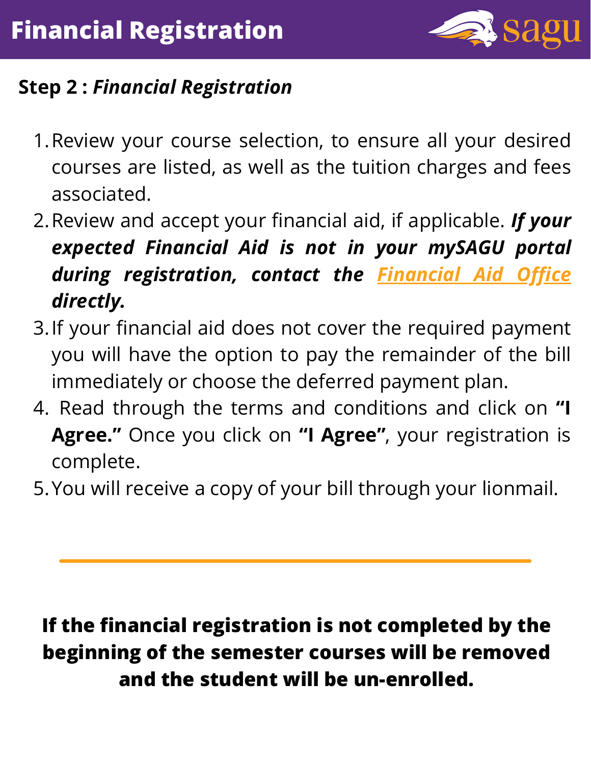# Financial Registration

**Step 2 :** ***Financial Registration***

1. Review your course selection, to ensure all your desired courses are listed, as well as the tuition charges and fees associated.
2. Review and accept your financial aid, if applicable. ***If your expected Financial Aid is not in your mySAGU portal during registration, contact the Financial Aid Office directly.***
3. If your financial aid does not cover the required payment you will have the option to pay the remainder of the bill immediately or choose the deferred payment plan.
4. Read through the terms and conditions and click on **"I Agree."** Once you click on **"I Agree"**, your registration is complete.
5. You will receive a copy of your bill through your lionmail.

---

**If the financial registration is not completed by the beginning of the semester courses will be removed and the student will be un-enrolled.**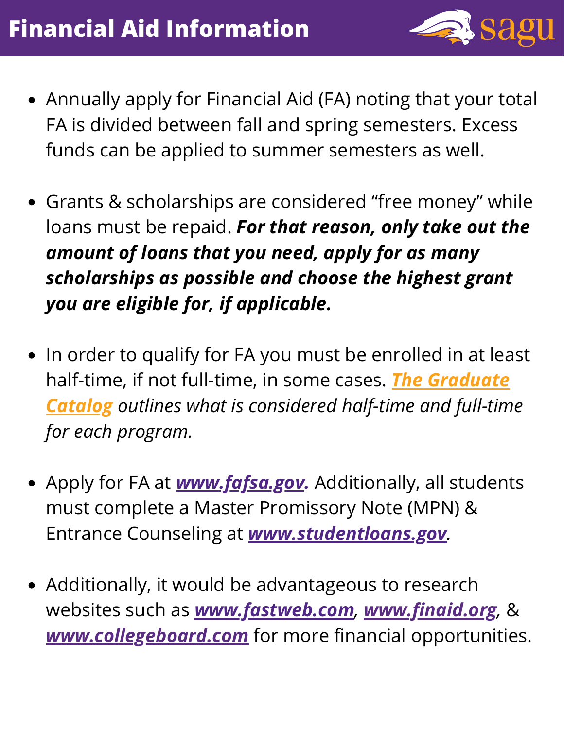# Financial Aid Information

- Annually apply for Financial Aid (FA) noting that your total FA is divided between fall and spring semesters. Excess funds can be applied to summer semesters as well.

- Grants & scholarships are considered "free money" while loans must be repaid. ***For that reason, only take out the amount of loans that you need, apply for as many scholarships as possible and choose the highest grant you are eligible for, if applicable.***

- In order to qualify for FA you must be enrolled in at least half-time, if not full-time, in some cases. ***The Graduate Catalog*** *outlines what is considered half-time and full-time for each program.*

- Apply for FA at ***www.fafsa.gov.*** Additionally, all students must complete a Master Promissory Note (MPN) & Entrance Counseling at ***www.studentloans.gov****.*

- Additionally, it would be advantageous to research websites such as ***www.fastweb.com****,* ***www.finaid.org****,* & ***www.collegeboard.com*** for more financial opportunities.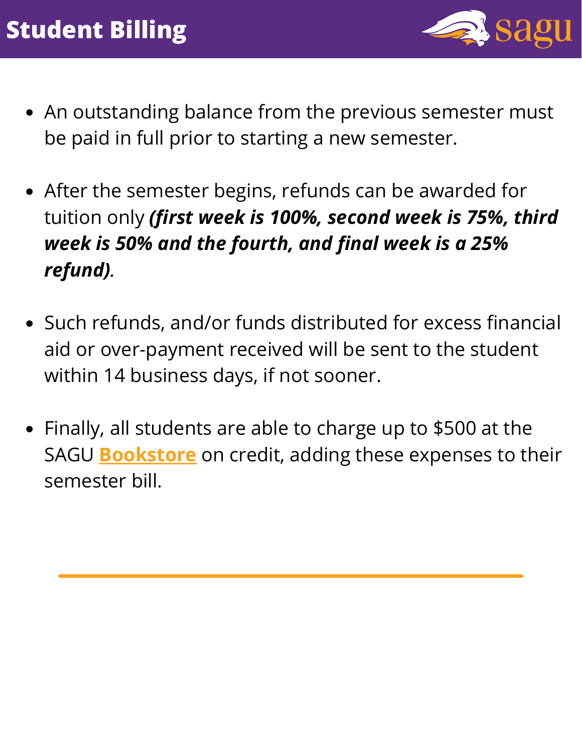# Student Billing

- An outstanding balance from the previous semester must be paid in full prior to starting a new semester.
- After the semester begins, refunds can be awarded for tuition only ***(first week is 100%, second week is 75%, third week is 50% and the fourth, and final week is a 25% refund)***.
- Such refunds, and/or funds distributed for excess financial aid or over-payment received will be sent to the student within 14 business days, if not sooner.
- Finally, all students are able to charge up to $500 at the SAGU **Bookstore** on credit, adding these expenses to their semester bill.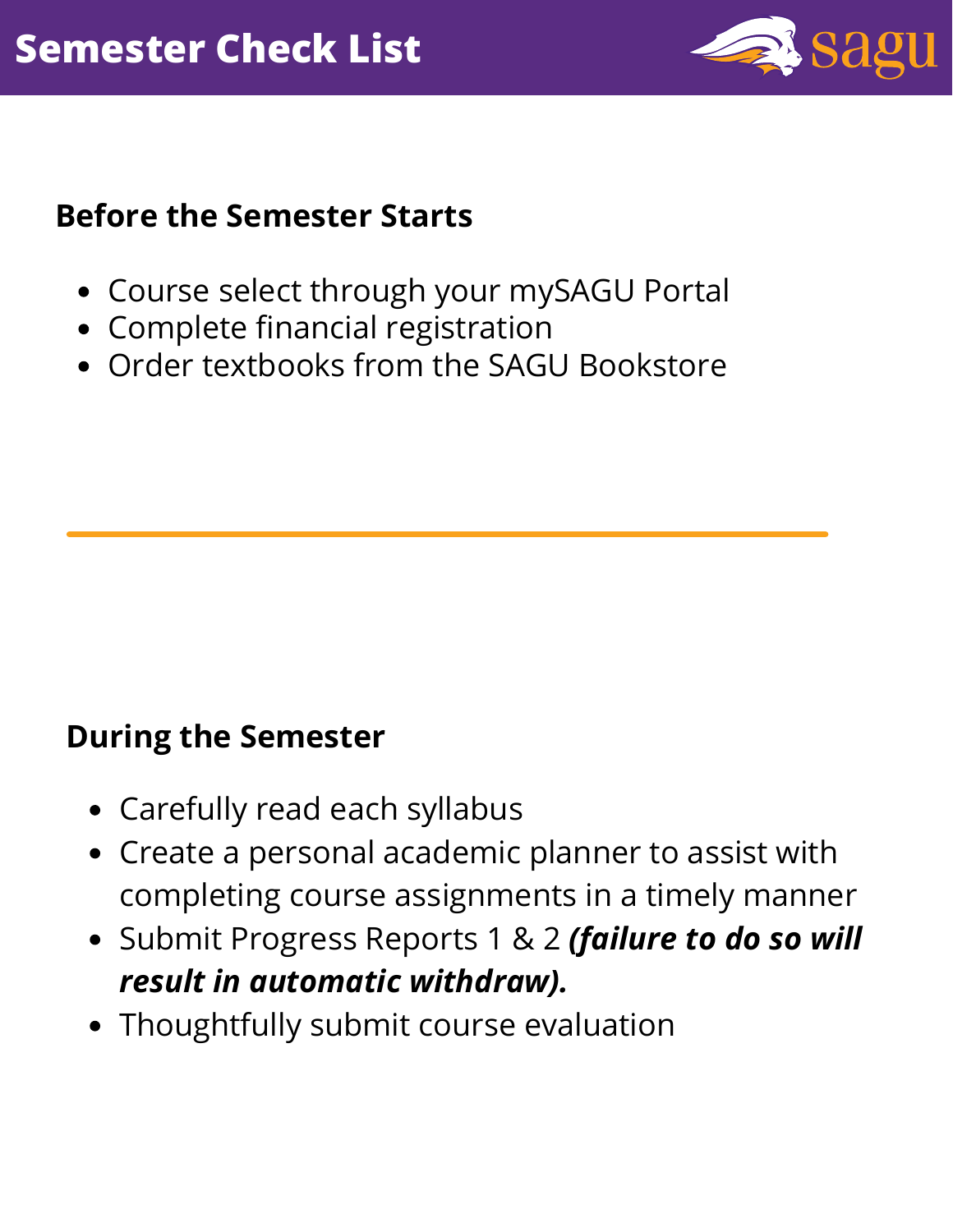# Semester Check List

## Before the Semester Starts

- Course select through your mySAGU Portal
- Complete financial registration
- Order textbooks from the SAGU Bookstore

---

## During the Semester

- Carefully read each syllabus
- Create a personal academic planner to assist with completing course assignments in a timely manner
- Submit Progress Reports 1 & 2 ***(failure to do so will result in automatic withdraw).***
- Thoughtfully submit course evaluation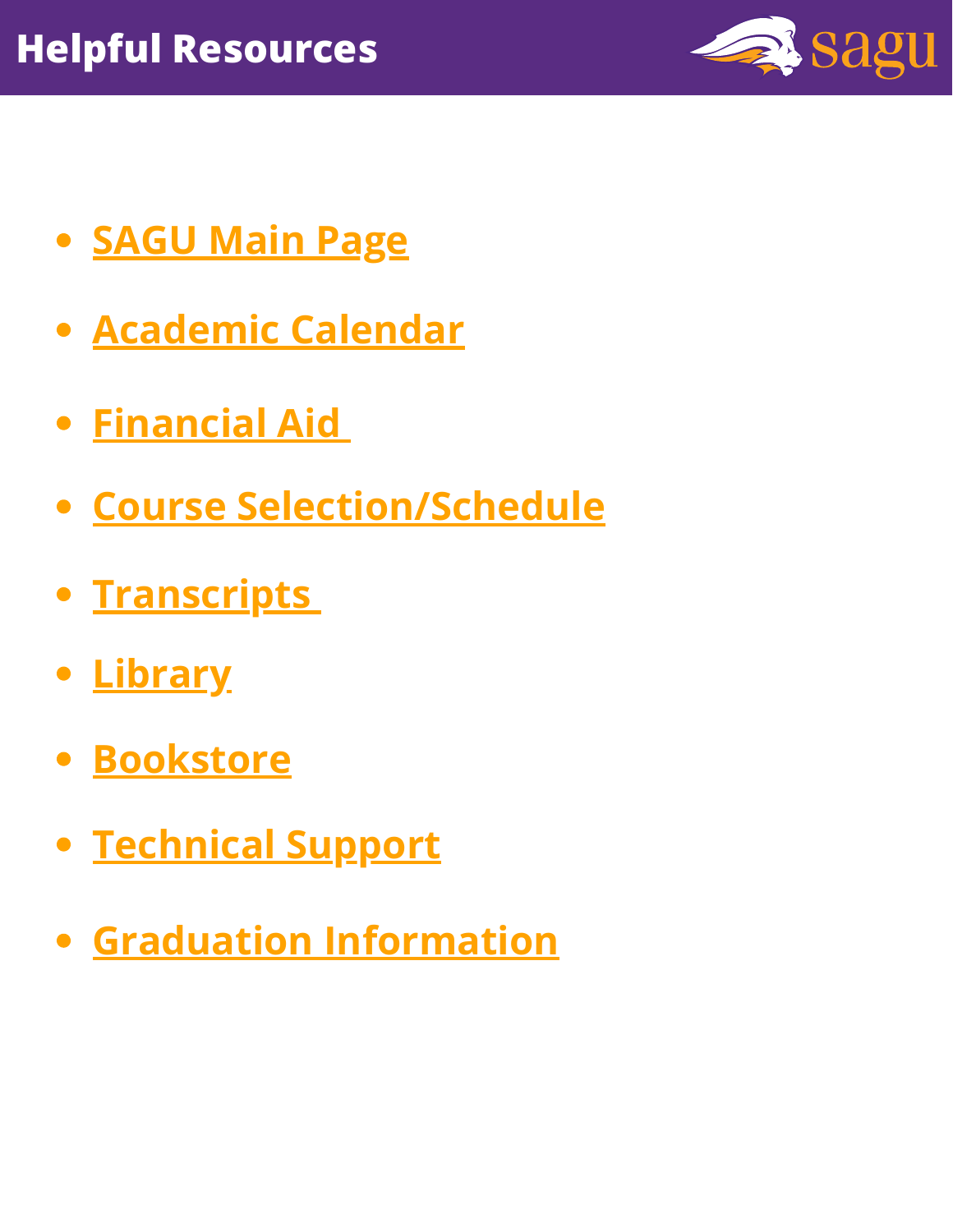# Helpful Resources

- SAGU Main Page
- Academic Calendar
- Financial Aid
- Course Selection/Schedule
- Transcripts
- Library
- Bookstore
- Technical Support
- Graduation Information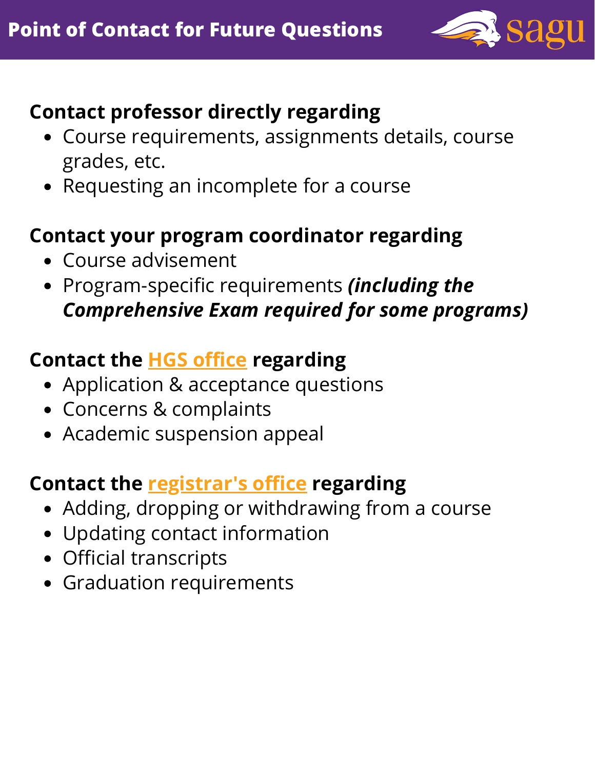# Point of Contact for Future Questions

**Contact professor directly regarding**

- Course requirements, assignments details, course grades, etc.
- Requesting an incomplete for a course

**Contact your program coordinator regarding**

- Course advisement
- Program-specific requirements ***(including the Comprehensive Exam required for some programs)***

**Contact the HGS office regarding**

- Application & acceptance questions
- Concerns & complaints
- Academic suspension appeal

**Contact the registrar's office regarding**

- Adding, dropping or withdrawing from a course
- Updating contact information
- Official transcripts
- Graduation requirements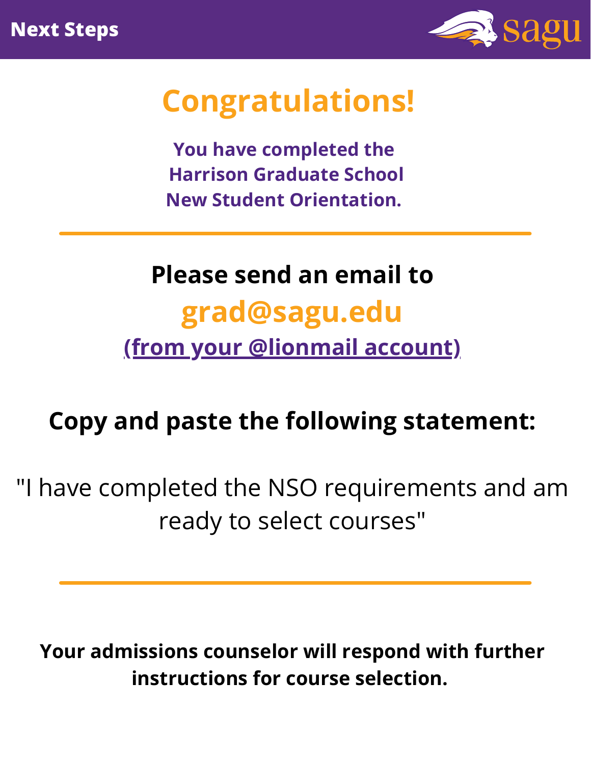**Next Steps**

sagu

# Congratulations!

**You have completed the Harrison Graduate School New Student Orientation.**

---

**Please send an email to**

**grad@sagu.edu**

**(from your @lionmail account)**

**Copy and paste the following statement:**

"I have completed the NSO requirements and am ready to select courses"

---

**Your admissions counselor will respond with further instructions for course selection.**